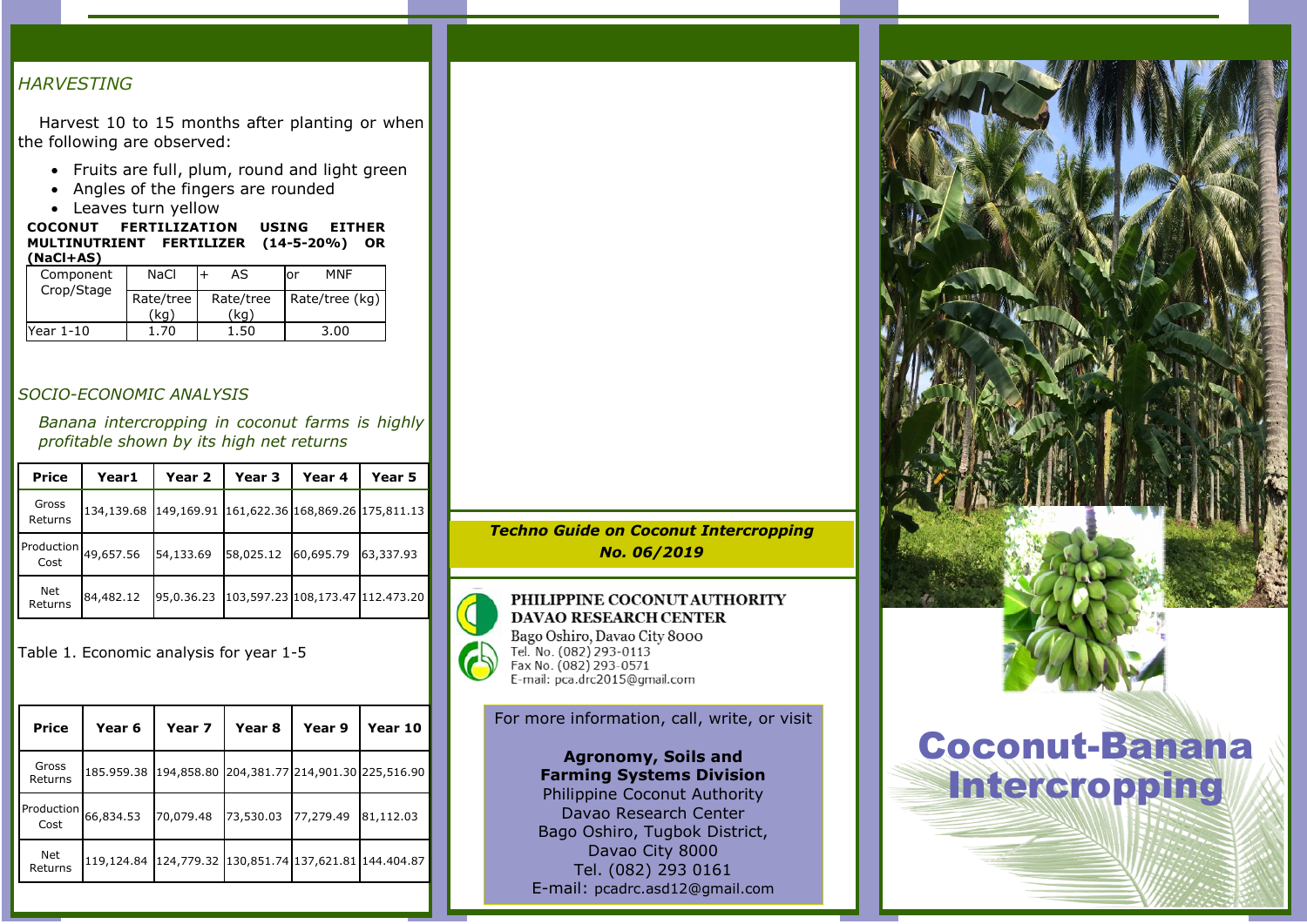## *HARVESTING*

Harvest 10 to 15 months after planting or when the following are observed:

- Fruits are full, plum, round and light green
- Angles of the fingers are rounded
- Leaves turn yellow

**COCONUT FERTILIZATION USING EITHER MULTINUTRIENT FERTILIZER (14-5-20%) OR (NaCl+AS)**

| Component Crop/Stage | NaCl | + AS | or MNF |
|---|---|---|---|
| | Rate/tree (kg) | Rate/tree (kg) | Rate/tree (kg) |
| Year 1-10 | 1.70 | 1.50 | 3.00 |

## *SOCIO-ECONOMIC ANALYSIS*

*Banana intercropping in coconut farms is highly profitable shown by high net returns*

| Price | Year1 | Year 2 | Year 3 | Year 4 | Year 5 |
|---|---|---|---|---|---|
| Gross Returns | 134,139.68 | 149,169.91 | 161,622.36 | 168,869.26 | 175,811.13 |
| Production Cost | 49,657.56 | 54,133.69 | 58,025.12 | 60,695.79 | 63,337.93 |
| Net Returns | 84,482.12 | 95,0.36.23 | 103,597.23 | 108,173.47 | 112.473.20 |

Table 1. Economic analysis for year 1-5

| Price | Year 6 | Year 7 | Year 8 | Year 9 | Year 10 |
|---|---|---|---|---|---|
| Gross Returns | 185.959.38 | 194,858.80 | 204,381.77 | 214,901.30 | 225,516.90 |
| Production Cost | 66,834.53 | 70,079.48 | 73,530.03 | 77,279.49 | 81,112.03 |
| Net Returns | 119,124.84 | 124,779.32 | 130,851.74 | 137,621.81 | 144.404.87 |

***Techno Guide on Coconut Intercropping No. 06/2019***

**PHILIPPINE COCONUT AUTHORITY**
**DAVAO RESEARCH CENTER**
Bago Oshiro, Davao City 8000
Tel. No. (082) 293-0113
Fax No. (082) 293-0571
E-mail: pca.drc2015@gmail.com

For more information, call, write, or visit

**Agronomy, Soils and Farming Systems Division**
Philippine Coconut Authority
Davao Research Center
Bago Oshiro, Tugbok District,
Davao City 8000
Tel. (082) 293 0161
E-mail: pcadrc.asd12@gmail.com

# Coconut-Banana Intercropping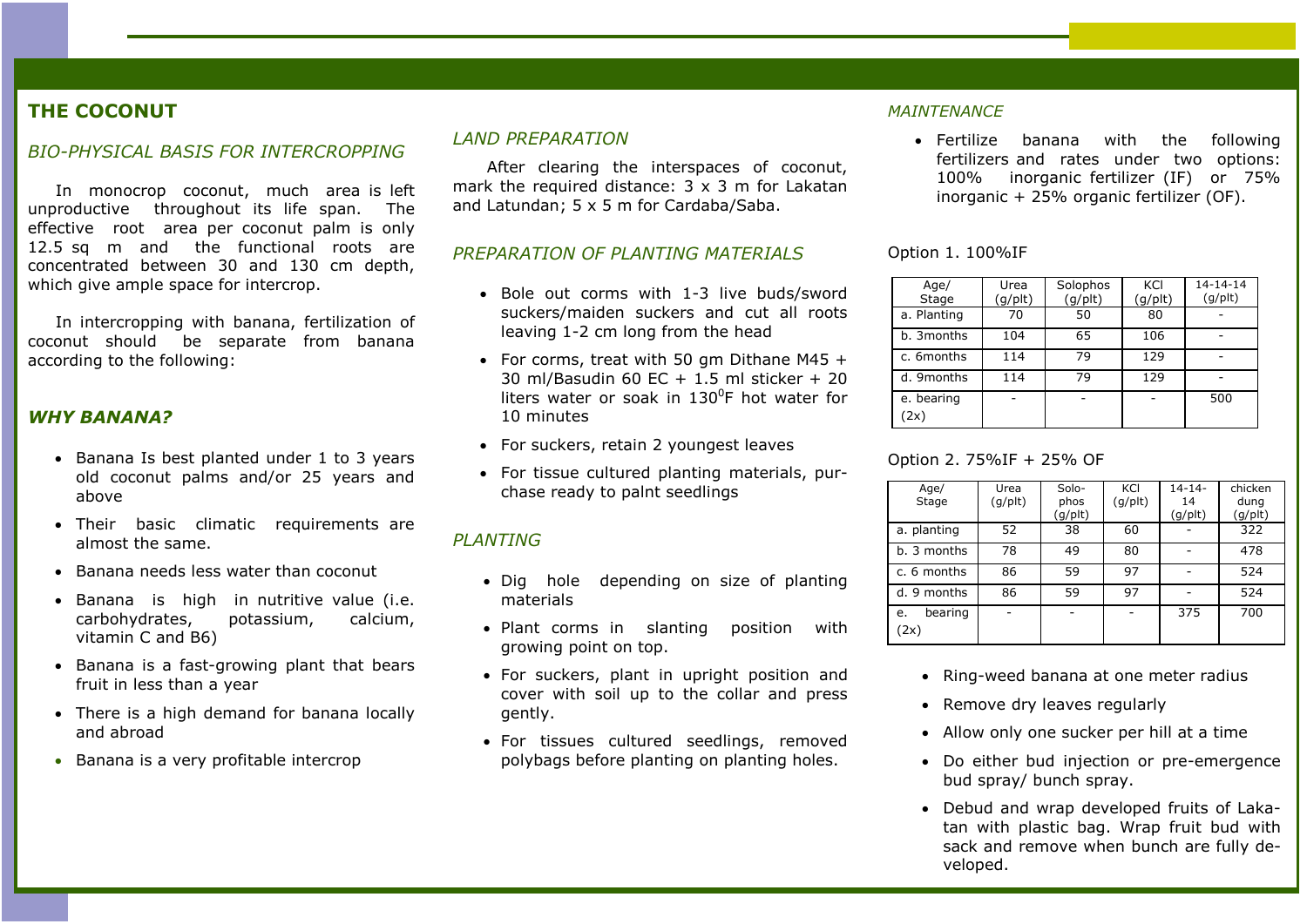## THE COCONUT

### *BIO-PHYSICAL BASIS FOR INTERCROPPING*

In monocrop coconut, much area is left unproductive throughout its life span. The effective root area per coconut palm is only 12.5 sq m and the functional roots are concentrated between 30 and 130 cm depth, which give ample space for intercrop.

In intercropping with banana, fertilization of coconut should be separate from banana according to the following:

### ***WHY BANANA?***

- Banana Is best planted under 1 to 3 years old coconut palms and/or 25 years and above
- Their basic climatic requirements are almost the same.
- Banana needs less water than coconut
- Banana is high in nutritive value (i.e. carbohydrates, potassium, calcium, vitamin C and B6)
- Banana is a fast-growing plant that bears fruit in less than a year
- There is a high demand for banana locally and abroad
- Banana is a very profitable intercrop

### *LAND PREPARATION*

After clearing the interspaces of coconut, mark the required distance: 3 x 3 m for Lakatan and Latundan; 5 x 5 m for Cardaba/Saba.

### *PREPARATION OF PLANTING MATERIALS*

- Bole out corms with 1-3 live buds/sword suckers/maiden suckers and cut all roots leaving 1-2 cm long from the head
- For corms, treat with 50 gm Dithane M45 + 30 ml/Basudin 60 EC + 1.5 ml sticker + 20 liters water or soak in 130$^0$F hot water for 10 minutes
- For suckers, retain 2 youngest leaves
- For tissue cultured planting materials, purchase ready to palnt seedlings

### *PLANTING*

- Dig hole depending on size of planting materials
- Plant corms in slanting position with growing point on top.
- For suckers, plant in upright position and cover with soil up to the collar and press gently.
- For tissues cultured seedlings, removed polybags before planting on planting holes.

### *MAINTENANCE*

- Fertilize banana with the following fertilizers and rates under two options: 100% inorganic fertilizer (IF) or 75% inorganic + 25% organic fertilizer (OF).

Option 1. 100%IF

| Age/ Stage | Urea (g/plt) | Solophos (g/plt) | KCl (g/plt) | 14-14-14 (g/plt) |
|---|---|---|---|---|
| a. Planting | 70 | 50 | 80 | - |
| b. 3months | 104 | 65 | 106 | - |
| c. 6months | 114 | 79 | 129 | - |
| d. 9months | 114 | 79 | 129 | - |
| e. bearing (2x) | - | - | - | 500 |

Option 2. 75%IF + 25% OF

| Age/ Stage | Urea (g/plt) | Solo-phos (g/plt) | KCl (g/plt) | 14-14-14 (g/plt) | chicken dung (g/plt) |
|---|---|---|---|---|---|
| a. planting | 52 | 38 | 60 | - | 322 |
| b. 3 months | 78 | 49 | 80 | - | 478 |
| c. 6 months | 86 | 59 | 97 | - | 524 |
| d. 9 months | 86 | 59 | 97 | - | 524 |
| e. bearing (2x) | - | - | - | 375 | 700 |

- Ring-weed banana at one meter radius
- Remove dry leaves regularly
- Allow only one sucker per hill at a time
- Do either bud injection or pre-emergence bud spray/ bunch spray.
- Debud and wrap developed fruits of Lakatan with plastic bag. Wrap fruit bud with sack and remove when bunch are fully developed.